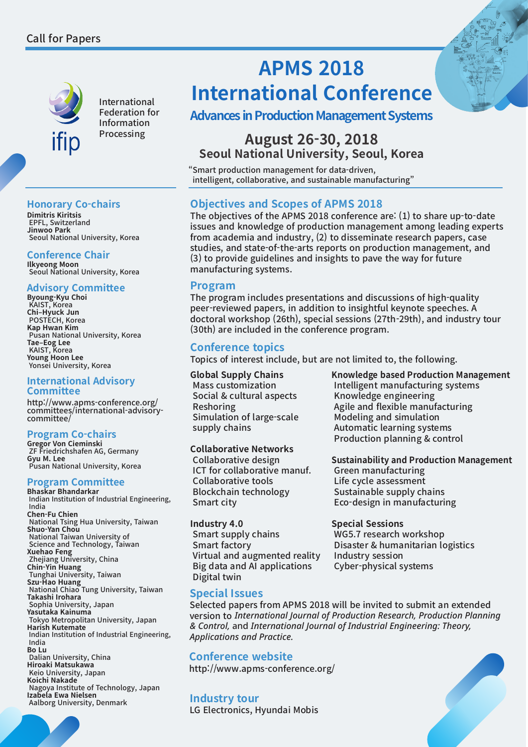Call for Papers

International Federation for Information Processing

# APMS 2018 International Conference

## Advances in Production Management Systems

### August 26-30, 2018
### Seoul National University, Seoul, Korea

"Smart production management for data-driven, intelligent, collaborative, and sustainable manufacturing"

## Honorary Co-chairs

**Dimitris Kiritsis**
EPFL, Switzerland
**Jinwoo Park**
Seoul National University, Korea

## Conference Chair

**Ilkyeong Moon**
Seoul National University, Korea

## Advisory Committee

**Byoung-Kyu Choi**
KAIST, Korea
**Chi–Hyuck Jun**
POSTECH, Korea
**Kap Hwan Kim**
Pusan National University, Korea
**Tae–Eog Lee**
KAIST, Korea
**Young Hoon Lee**
Yonsei University, Korea

## International Advisory Committee

http://www.apms-conference.org/committees/international-advisory-committee/

## Program Co-chairs

**Gregor Von Cieminski**
ZF Friedrichshafen AG, Germany
**Gyu M. Lee**
Pusan National University, Korea

## Program Committee

**Bhaskar Bhandarkar**
Indian Institution of Industrial Engineering, India
**Chen-Fu Chien**
National Tsing Hua University, Taiwan
**Shuo-Yan Chou**
National Taiwan University of Science and Technology, Taiwan
**Xuehao Feng**
Zhejiang University, China
**Chin-Yin Huang**
Tunghai University, Taiwan
**Szu-Hao Huang**
National Chiao Tung University, Taiwan
**Takashi Irohara**
Sophia University, Japan
**Yasutaka Kainuma**
Tokyo Metropolitan University, Japan
**Harish Kutemate**
Indian Institution of Industrial Engineering, India
**Bo Lu**
Dalian University, China
**Hiroaki Matsukawa**
Keio University, Japan
**Koichi Nakade**
Nagoya Institute of Technology, Japan
**Izabela Ewa Nielsen**
Aalborg University, Denmark

## Objectives and Scopes of APMS 2018

The objectives of the APMS 2018 conference are: (1) to share up-to-date issues and knowledge of production management among leading experts from academia and industry, (2) to disseminate research papers, case studies, and state-of-the-arts reports on production management, and (3) to provide guidelines and insights to pave the way for future manufacturing systems.

## Program

The program includes presentations and discussions of high-quality peer-reviewed papers, in addition to insightful keynote speeches. A doctoral workshop (26th), special sessions (27th-29th), and industry tour (30th) are included in the conference program.

## Conference topics

Topics of interest include, but are not limited to, the following.

**Global Supply Chains**
- Mass customization
- Social & cultural aspects
- Reshoring
- Simulation of large-scale supply chains

**Collaborative Networks**
- Collaborative design
- ICT for collaborative manuf.
- Collaborative tools
- Blockchain technology
- Smart city

**Industry 4.0**
- Smart supply chains
- Smart factory
- Virtual and augmented reality
- Big data and AI applications
- Digital twin

**Knowledge based Production Management**
- Intelligent manufacturing systems
- Knowledge engineering
- Agile and flexible manufacturing
- Modeling and simulation
- Automatic learning systems
- Production planning & control

**Sustainability and Production Management**
- Green manufacturing
- Life cycle assessment
- Sustainable supply chains
- Eco-design in manufacturing

**Special Sessions**
- WG5.7 research workshop
- Disaster & humanitarian logistics
- Industry session
- Cyber-physical systems

## Special Issues

Selected papers from APMS 2018 will be invited to submit an extended version to *International Journal of Production Research, Production Planning & Control,* and *International Journal of Industrial Engineering: Theory, Applications and Practice.*

## Conference website

http://www.apms-conference.org/

## Industry tour

LG Electronics, Hyundai Mobis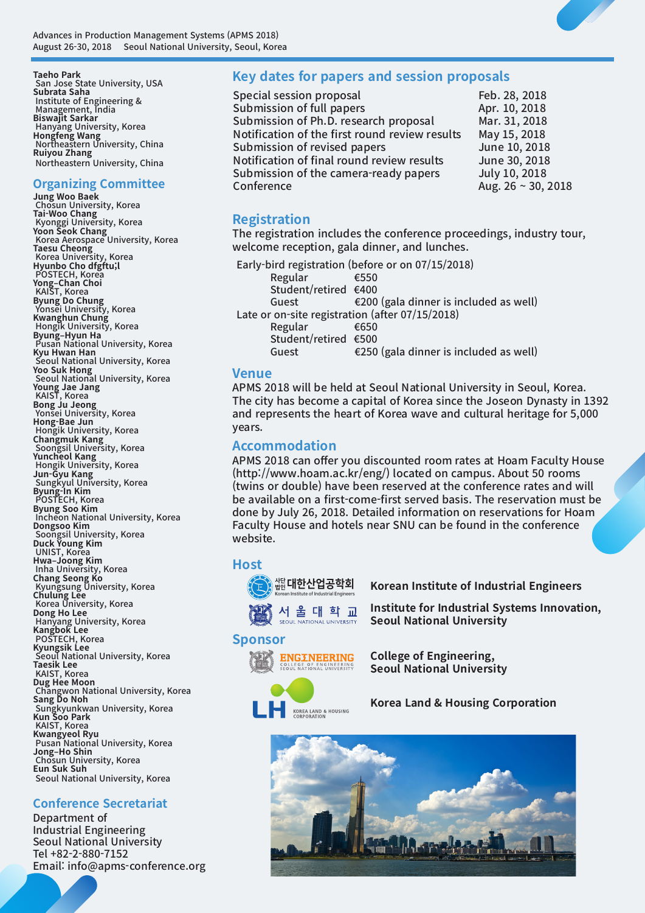Taeho Park
San Jose State University, USA
Subrata Saha
Institute of Engineering & Management, India
Biswajit Sarkar
Hanyang University, Korea
Hongfeng Wang
Northeastern University, China
Ruiyou Zhang
Northeastern University, China

## Organizing Committee

**Jung Woo Baek**
Chosun University, Korea
**Tai-Woo Chang**
Kyonggi University, Korea
**Yoon Seok Chang**
Korea Aerospace University, Korea
**Taesu Cheong**
Korea University, Korea
**Hyunbo Cho dfgftu;l**
POSTECH, Korea
**Yong-Chan Choi**
KAIST, Korea
**Byung Do Chung**
Yonsei University, Korea
**Kwanghun Chung**
Hongik University, Korea
**Byung-Hyun Ha**
Pusan National University, Korea
**Kyu Hwan Han**
Seoul National University, Korea
**Yoo Suk Hong**
Seoul National University, Korea
**Young Jae Jang**
KAIST, Korea
**Bong Ju Jeong**
Yonsei University, Korea
**Hong-Bae Jun**
Hongik University, Korea
**Changmuk Kang**
Soongsil University, Korea
**Yuncheol Kang**
Hongik University, Korea
**Jun-Gyu Kang**
Sungkyul University, Korea
**Byung-In Kim**
POSTECH, Korea
**Byung Soo Kim**
Incheon National University, Korea
**Dongsoo Kim**
Soongsil University, Korea
**Duck Young Kim**
UNIST, Korea
**Hwa-Joong Kim**
Inha University, Korea
**Chang Seong Ko**
Kyungsung University, Korea
**Chulung Lee**
Korea University, Korea
**Dong Ho Lee**
Hanyang University, Korea
**Kangbok Lee**
POSTECH, Korea
**Kyungsik Lee**
Seoul National University, Korea
**Taesik Lee**
KAIST, Korea
**Dug Hee Moon**
Changwon National University, Korea
**Sang Do Noh**
Sungkyunkwan University, Korea
**Kun Soo Park**
KAIST, Korea
**Kwangyeol Ryu**
Pusan National University, Korea
**Jong-Ho Shin**
Chosun University, Korea
**Eun Suk Suh**
Seoul National University, Korea

## Conference Secretariat

Department of Industrial Engineering
Seoul National University
Tel +82-2-880-7152
Email: info@apms-conference.org

## Key dates for papers and session proposals

| | |
|---|---|
| Special session proposal | Feb. 28, 2018 |
| Submission of full papers | Apr. 10, 2018 |
| Submission of Ph.D. research proposal | Mar. 31, 2018 |
| Notification of the first round review results | May 15, 2018 |
| Submission of revised papers | June 10, 2018 |
| Notification of final round review results | June 30, 2018 |
| Submission of the camera-ready papers | July 10, 2018 |
| Conference | Aug. 26 ~ 30, 2018 |

## Registration

The registration includes the conference proceedings, industry tour, welcome reception, gala dinner, and lunches.

Early-bird registration (before or on 07/15/2018)

| | |
|---|---|
| Regular | €550 |
| Student/retired | €400 |
| Guest | €200 (gala dinner is included as well) |

Late or on-site registration (after 07/15/2018)

| | |
|---|---|
| Regular | €650 |
| Student/retired | €500 |
| Guest | €250 (gala dinner is included as well) |

## Venue

APMS 2018 will be held at Seoul National University in Seoul, Korea. The city has become a capital of Korea since the Joseon Dynasty in 1392 and represents the heart of Korea wave and cultural heritage for 5,000 years.

## Accommodation

APMS 2018 can offer you discounted room rates at Hoam Faculty House (http://www.hoam.ac.kr/eng/) located on campus. About 50 rooms (twins or double) have been reserved at the conference rates and will be available on a first-come-first served basis. The reservation must be done by July 26, 2018. Detailed information on reservations for Hoam Faculty House and hotels near SNU can be found in the conference website.

## Host

**Korean Institute of Industrial Engineers**

**Institute for Industrial Systems Innovation, Seoul National University**

## Sponsor

**College of Engineering, Seoul National University**

**Korea Land & Housing Corporation**